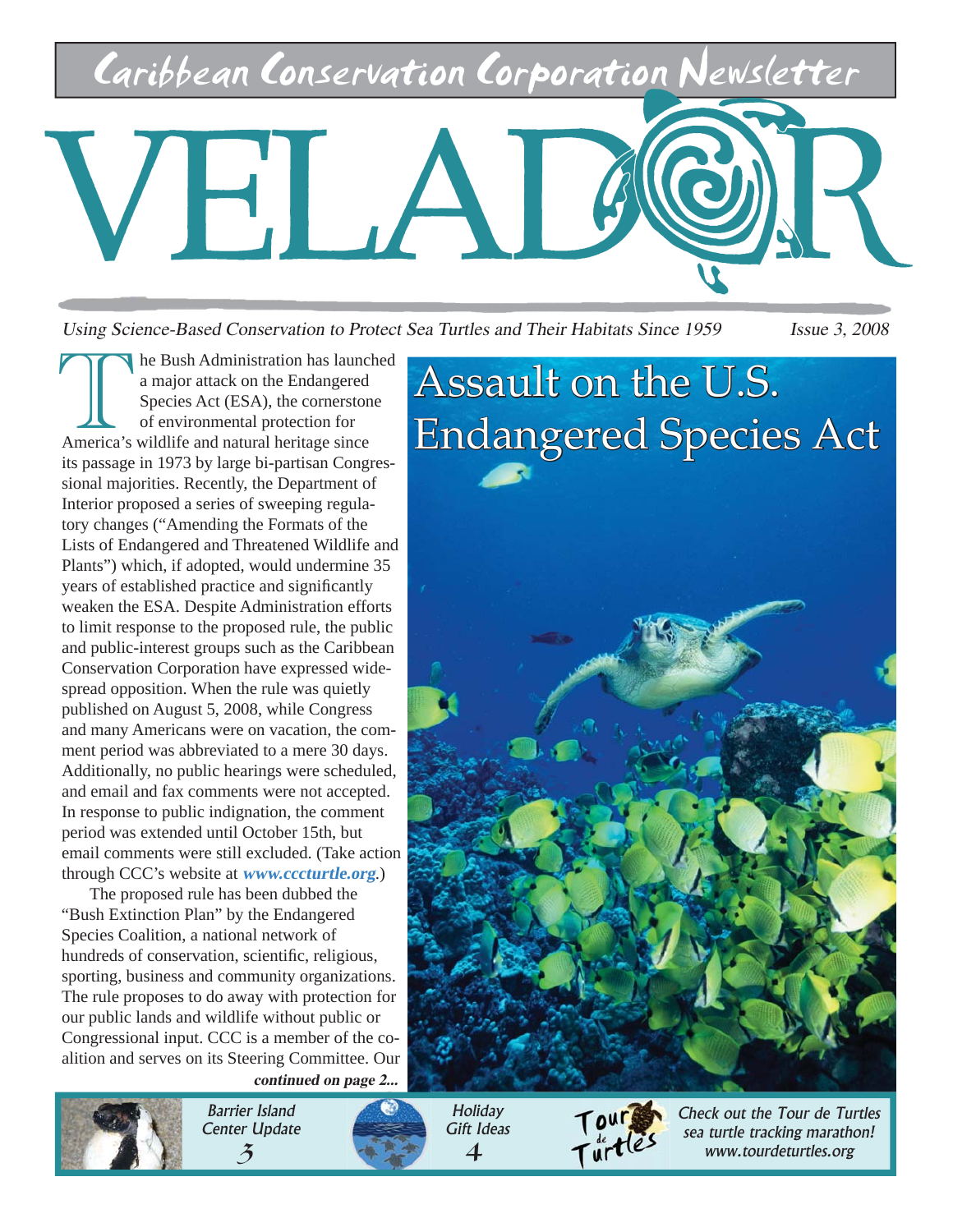Caribbean Conservation Corporation Newsletter

# VELADOR

*Using Science-Based Conservation to Protect Sea Turtles and Their Habitats Since 1959*

*Issue 3, 2008*

## Assault on the U.S. Endangered Species Act

The Bush Administration has launched a major attack on the Endangered Species Act (ESA), the cornerstone of environmental protection for America's wildlife and natural heritage since its passage in 1973 by large bi-partisan Congressional majorities. Recently, the Department of Interior proposed a series of sweeping regulatory changes ("Amending the Formats of the Lists of Endangered and Threatened Wildlife and Plants") which, if adopted, would undermine 35 years of established practice and significantly weaken the ESA. Despite Administration efforts to limit response to the proposed rule, the public and public-interest groups such as the Caribbean Conservation Corporation have expressed widespread opposition. When the rule was quietly published on August 5, 2008, while Congress and many Americans were on vacation, the comment period was abbreviated to a mere 30 days. Additionally, no public hearings were scheduled, and email and fax comments were not accepted. In response to public indignation, the comment period was extended until October 15th, but email comments were still excluded. (Take action through CCC's website at ***www.cccturtle.org***.)

The proposed rule has been dubbed the "Bush Extinction Plan" by the Endangered Species Coalition, a national network of hundreds of conservation, scientific, religious, sporting, business and community organizations. The rule proposes to do away with protection for our public lands and wildlife without public or Congressional input. CCC is a member of the coalition and serves on its Steering Committee. Our

***continued on page 2...***

Barrier Island Center Update 3

Holiday Gift Ideas 4

Tour de Turtles

Check out the Tour de Turtles sea turtle tracking marathon! www.tourdeturtles.org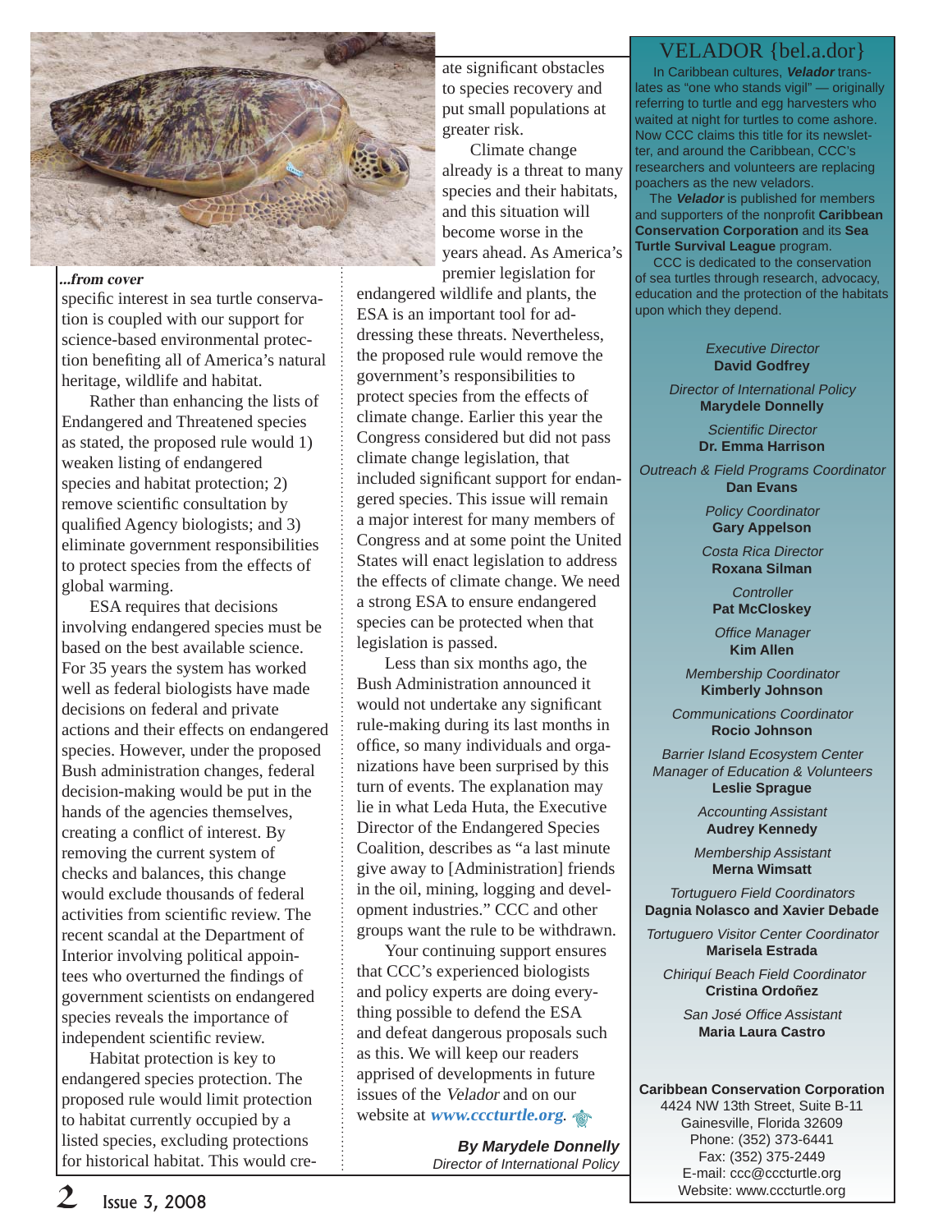*...from cover*

specific interest in sea turtle conservation is coupled with our support for science-based environmental protection benefiting all of America's natural heritage, wildlife and habitat.

Rather than enhancing the lists of Endangered and Threatened species as stated, the proposed rule would 1) weaken listing of endangered species and habitat protection; 2) remove scientific consultation by qualified Agency biologists; and 3) eliminate government responsibilities to protect species from the effects of global warming.

ESA requires that decisions involving endangered species must be based on the best available science. For 35 years the system has worked well as federal biologists have made decisions on federal and private actions and their effects on endangered species. However, under the proposed Bush administration changes, federal decision-making would be put in the hands of the agencies themselves, creating a conflict of interest. By removing the current system of checks and balances, this change would exclude thousands of federal activities from scientific review. The recent scandal at the Department of Interior involving political appointees who overturned the findings of government scientists on endangered species reveals the importance of independent scientific review.

Habitat protection is key to endangered species protection. The proposed rule would limit protection to habitat currently occupied by a listed species, excluding protections for historical habitat. This would create significant obstacles to species recovery and put small populations at greater risk.

Climate change already is a threat to many species and their habitats, and this situation will become worse in the years ahead. As America's premier legislation for endangered wildlife and plants, the ESA is an important tool for addressing these threats. Nevertheless, the proposed rule would remove the government's responsibilities to protect species from the effects of climate change. Earlier this year the Congress considered but did not pass climate change legislation, that included significant support for endangered species. This issue will remain a major interest for many members of Congress and at some point the United States will enact legislation to address the effects of climate change. We need a strong ESA to ensure endangered species can be protected when that legislation is passed.

Less than six months ago, the Bush Administration announced it would not undertake any significant rule-making during its last months in office, so many individuals and organizations have been surprised by this turn of events. The explanation may lie in what Leda Huta, the Executive Director of the Endangered Species Coalition, describes as "a last minute give away to [Administration] friends in the oil, mining, logging and development industries." CCC and other groups want the rule to be withdrawn.

Your continuing support ensures that CCC's experienced biologists and policy experts are doing everything possible to defend the ESA and defeat dangerous proposals such as this. We will keep our readers apprised of developments in future issues of the *Velador* and on our website at ***www.cccturtle.org***.

***By Marydele Donnelly***
*Director of International Policy*

## VELADOR {bel.a.dor}

In Caribbean cultures, ***Velador*** translates as "one who stands vigil" — originally referring to turtle and egg harvesters who waited at night for turtles to come ashore. Now CCC claims this title for its newsletter, and around the Caribbean, CCC's researchers and volunteers are replacing poachers as the new veladors.

The ***Velador*** is published for members and supporters of the nonprofit **Caribbean Conservation Corporation** and its **Sea Turtle Survival League** program.

CCC is dedicated to the conservation of sea turtles through research, advocacy, education and the protection of the habitats upon which they depend.

*Executive Director*
**David Godfrey**

*Director of International Policy*
**Marydele Donnelly**

*Scientific Director*
**Dr. Emma Harrison**

*Outreach & Field Programs Coordinator*
**Dan Evans**

*Policy Coordinator*
**Gary Appelson**

*Costa Rica Director*
**Roxana Silman**

*Controller*
**Pat McCloskey**

*Office Manager*
**Kim Allen**

*Membership Coordinator*
**Kimberly Johnson**

*Communications Coordinator*
**Rocio Johnson**

*Barrier Island Ecosystem Center Manager of Education & Volunteers*
**Leslie Sprague**

*Accounting Assistant*
**Audrey Kennedy**

*Membership Assistant*
**Merna Wimsatt**

*Tortuguero Field Coordinators*
**Dagnia Nolasco and Xavier Debade**

*Tortuguero Visitor Center Coordinator*
**Marisela Estrada**

*Chiriquí Beach Field Coordinator*
**Cristina Ordoñez**

*San José Office Assistant*
**Maria Laura Castro**

**Caribbean Conservation Corporation**
4424 NW 13th Street, Suite B-11
Gainesville, Florida 32609
Phone: (352) 373-6441
Fax: (352) 375-2449
E-mail: ccc@cccturtle.org
Website: www.cccturtle.org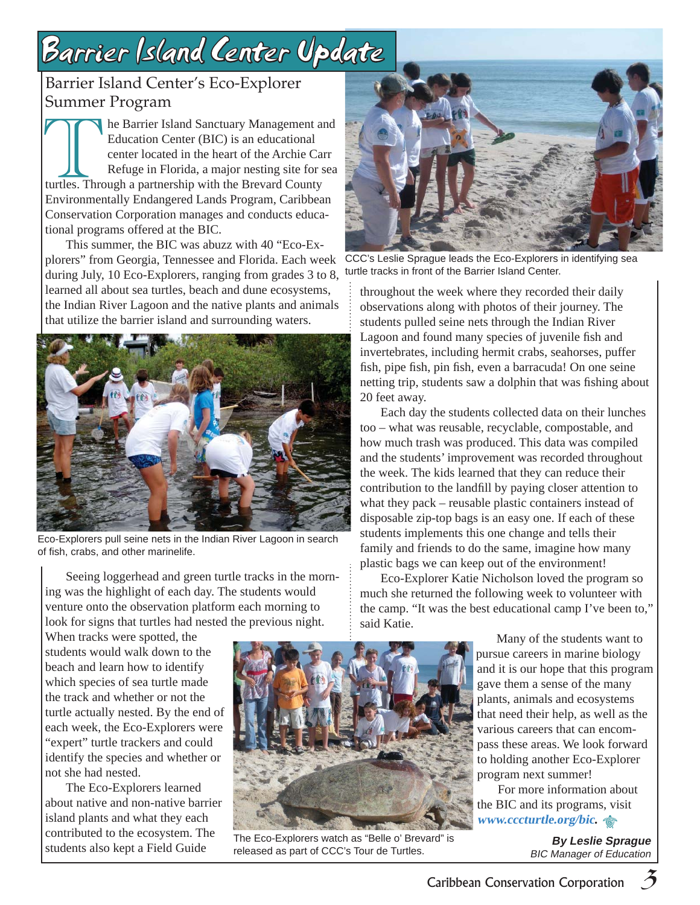# Barrier Island Center Update

## Barrier Island Center's Eco-Explorer Summer Program

The Barrier Island Sanctuary Management and Education Center (BIC) is an educational center located in the heart of the Archie Carr Refuge in Florida, a major nesting site for sea turtles. Through a partnership with the Brevard County Environmentally Endangered Lands Program, Caribbean Conservation Corporation manages and conducts educational programs offered at the BIC.

This summer, the BIC was abuzz with 40 "Eco-Explorers" from Georgia, Tennessee and Florida. Each week during July, 10 Eco-Explorers, ranging from grades 3 to 8, learned all about sea turtles, beach and dune ecosystems, the Indian River Lagoon and the native plants and animals that utilize the barrier island and surrounding waters.

Eco-Explorers pull seine nets in the Indian River Lagoon in search of fish, crabs, and other marinelife.

Seeing loggerhead and green turtle tracks in the morning was the highlight of each day. The students would venture onto the observation platform each morning to look for signs that turtles had nested the previous night. When tracks were spotted, the students would walk down to the beach and learn how to identify which species of sea turtle made the track and whether or not the turtle actually nested. By the end of each week, the Eco-Explorers were "expert" turtle trackers and could identify the species and whether or not she had nested.

The Eco-Explorers learned about native and non-native barrier island plants and what they each contributed to the ecosystem. The students also kept a Field Guide throughout the week where they recorded their daily observations along with photos of their journey. The students pulled seine nets through the Indian River Lagoon and found many species of juvenile fish and invertebrates, including hermit crabs, seahorses, puffer fish, pipe fish, pin fish, even a barracuda! On one seine netting trip, students saw a dolphin that was fishing about 20 feet away.

CCC's Leslie Sprague leads the Eco-Explorers in identifying sea turtle tracks in front of the Barrier Island Center.

Each day the students collected data on their lunches too – what was reusable, recyclable, compostable, and how much trash was produced. This data was compiled and the students' improvement was recorded throughout the week. The kids learned that they can reduce their contribution to the landfill by paying closer attention to what they pack – reusable plastic containers instead of disposable zip-top bags is an easy one. If each of these students implements this one change and tells their family and friends to do the same, imagine how many plastic bags we can keep out of the environment!

Eco-Explorer Katie Nicholson loved the program so much she returned the following week to volunteer with the camp. "It was the best educational camp I've been to," said Katie.

The Eco-Explorers watch as "Belle o' Brevard" is released as part of CCC's Tour de Turtles.

Many of the students want to pursue careers in marine biology and it is our hope that this program gave them a sense of the many plants, animals and ecosystems that need their help, as well as the various careers that can encompass these areas. We look forward to holding another Eco-Explorer program next summer!

For more information about the BIC and its programs, visit ***www.cccturtle.org/bic.***

***By Leslie Sprague***
*BIC Manager of Education*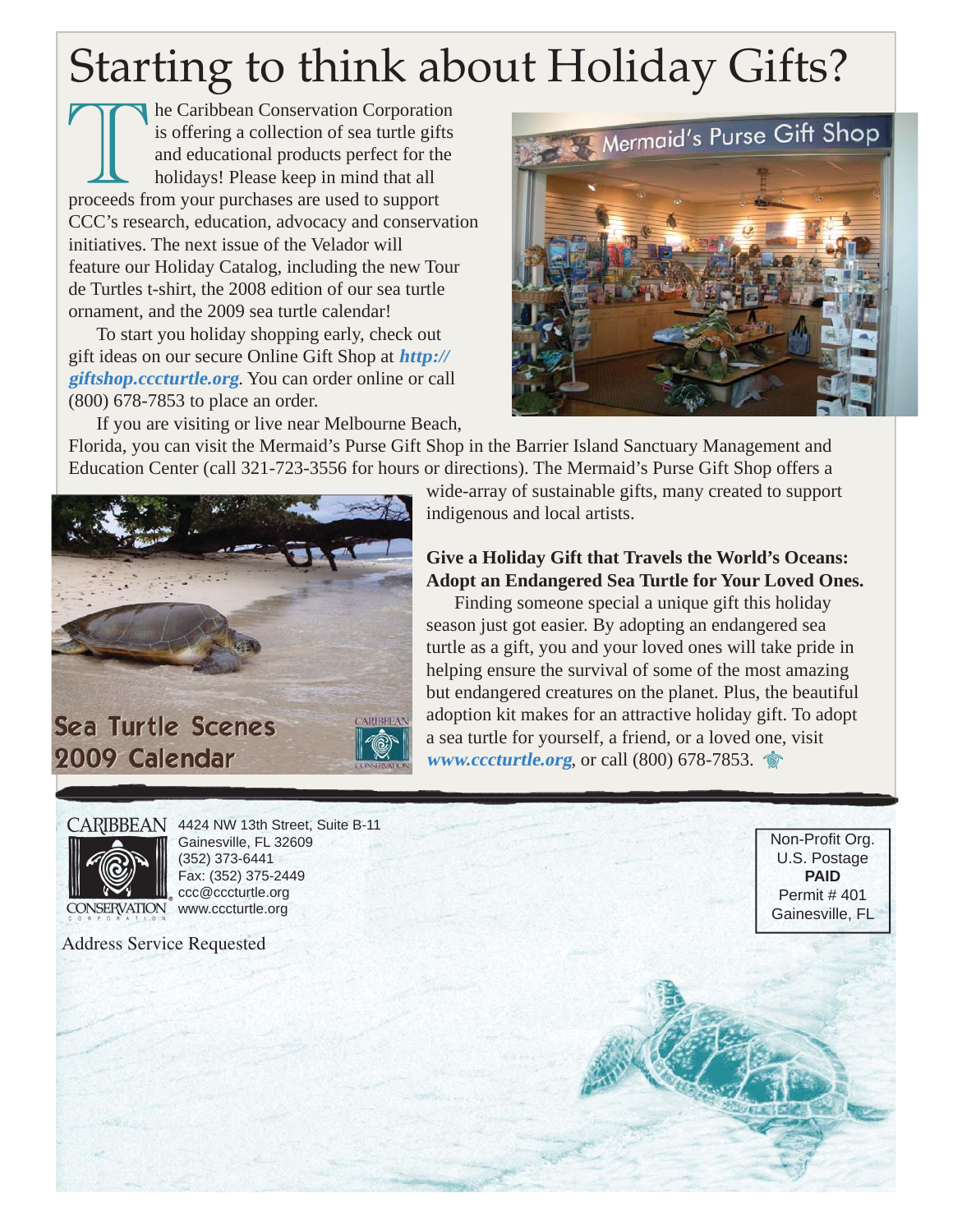# Starting to think about Holiday Gifts?

The Caribbean Conservation Corporation is offering a collection of sea turtle gifts and educational products perfect for the holidays! Please keep in mind that all proceeds from your purchases are used to support CCC's research, education, advocacy and conservation initiatives. The next issue of the Velador will feature our Holiday Catalog, including the new Tour de Turtles t-shirt, the 2008 edition of our sea turtle ornament, and the 2009 sea turtle calendar!

To start you holiday shopping early, check out gift ideas on our secure Online Gift Shop at ***http://giftshop.cccturtle.org***. You can order online or call (800) 678-7853 to place an order.

If you are visiting or live near Melbourne Beach, Florida, you can visit the Mermaid's Purse Gift Shop in the Barrier Island Sanctuary Management and Education Center (call 321-723-3556 for hours or directions). The Mermaid's Purse Gift Shop offers a wide-array of sustainable gifts, many created to support indigenous and local artists.

Sea Turtle Scenes 2009 Calendar

**Give a Holiday Gift that Travels the World's Oceans: Adopt an Endangered Sea Turtle for Your Loved Ones.**

Finding someone special a unique gift this holiday season just got easier. By adopting an endangered sea turtle as a gift, you and your loved ones will take pride in helping ensure the survival of some of the most amazing but endangered creatures on the planet. Plus, the beautiful adoption kit makes for an attractive holiday gift. To adopt a sea turtle for yourself, a friend, or a loved one, visit ***www.cccturtle.org***, or call (800) 678-7853.

---

CARIBBEAN CONSERVATION CORPORATION

4424 NW 13th Street, Suite B-11
Gainesville, FL 32609
(352) 373-6441
Fax: (352) 375-2449
ccc@cccturtle.org
www.cccturtle.org

Address Service Requested

Non-Profit Org.
U.S. Postage
**PAID**
Permit # 401
Gainesville, FL